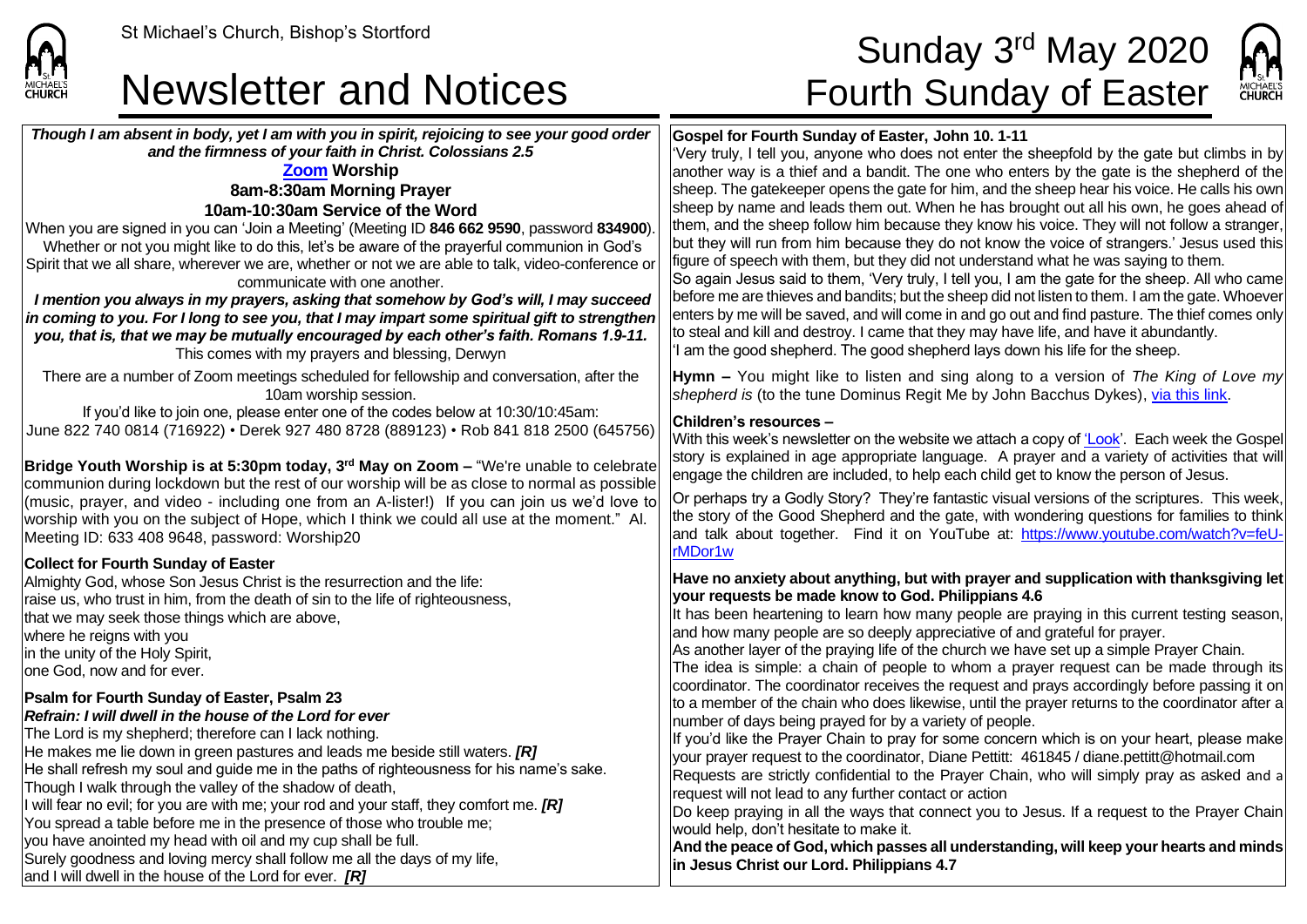St Michael's Church, Bishop's Stortford

# Newsletter and Notices

# Sunday 3rd May 2020 Fourth Sunday of Easter

***Though I am absent in body, yet I am with you in spirit, rejoicing to see your good order and the firmness of your faith in Christ. Colossians 2.5***

**Zoom Worship**

**8am-8:30am Morning Prayer**

**10am-10:30am Service of the Word**

When you are signed in you can 'Join a Meeting' (Meeting ID **846 662 9590**, password **834900**). Whether or not you might like to do this, let's be aware of the prayerful communion in God's Spirit that we all share, wherever we are, whether or not we are able to talk, video-conference or communicate with one another.

***I mention you always in my prayers, asking that somehow by God's will, I may succeed in coming to you. For I long to see you, that I may impart some spiritual gift to strengthen you, that is, that we may be mutually encouraged by each other's faith. Romans 1.9-11.***

This comes with my prayers and blessing, Derwyn

There are a number of Zoom meetings scheduled for fellowship and conversation, after the 10am worship session.

If you'd like to join one, please enter one of the codes below at 10:30/10:45am:

June 822 740 0814 (716922) • Derek 927 480 8728 (889123) • Rob 841 818 2500 (645756)

**Bridge Youth Worship is at 5:30pm today, 3rd May on Zoom –** "We're unable to celebrate communion during lockdown but the rest of our worship will be as close to normal as possible (music, prayer, and video - including one from an A-lister!) If you can join us we'd love to worship with you on the subject of Hope, which I think we could all use at the moment." Al. Meeting ID: 633 408 9648, password: Worship20

**Collect for Fourth Sunday of Easter**

Almighty God, whose Son Jesus Christ is the resurrection and the life:
raise us, who trust in him, from the death of sin to the life of righteousness,
that we may seek those things which are above,
where he reigns with you
in the unity of the Holy Spirit,
one God, now and for ever.

**Psalm for Fourth Sunday of Easter, Psalm 23**

***Refrain: I will dwell in the house of the Lord for ever***

The Lord is my shepherd; therefore can I lack nothing.
He makes me lie down in green pastures and leads me beside still waters. ***[R]***
He shall refresh my soul and guide me in the paths of righteousness for his name's sake.
Though I walk through the valley of the shadow of death,
I will fear no evil; for you are with me; your rod and your staff, they comfort me. ***[R]***
You spread a table before me in the presence of those who trouble me;
you have anointed my head with oil and my cup shall be full.
Surely goodness and loving mercy shall follow me all the days of my life,
and I will dwell in the house of the Lord for ever. ***[R]***

**Gospel for Fourth Sunday of Easter, John 10. 1-11**

'Very truly, I tell you, anyone who does not enter the sheepfold by the gate but climbs in by another way is a thief and a bandit. The one who enters by the gate is the shepherd of the sheep. The gatekeeper opens the gate for him, and the sheep hear his voice. He calls his own sheep by name and leads them out. When he has brought out all his own, he goes ahead of them, and the sheep follow him because they know his voice. They will not follow a stranger, but they will run from him because they do not know the voice of strangers.' Jesus used this figure of speech with them, but they did not understand what he was saying to them.

So again Jesus said to them, 'Very truly, I tell you, I am the gate for the sheep. All who came before me are thieves and bandits; but the sheep did not listen to them. I am the gate. Whoever enters by me will be saved, and will come in and go out and find pasture. The thief comes only to steal and kill and destroy. I came that they may have life, and have it abundantly.

'I am the good shepherd. The good shepherd lays down his life for the sheep.

**Hymn –** You might like to listen and sing along to a version of *The King of Love my shepherd is* (to the tune Dominus Regit Me by John Bacchus Dykes), via this link.

**Children's resources –**

With this week's newsletter on the website we attach a copy of 'Look'. Each week the Gospel story is explained in age appropriate language. A prayer and a variety of activities that will engage the children are included, to help each child get to know the person of Jesus.

Or perhaps try a Godly Story? They're fantastic visual versions of the scriptures. This week, the story of the Good Shepherd and the gate, with wondering questions for families to think and talk about together. Find it on YouTube at: https://www.youtube.com/watch?v=feU-rMDor1w

**Have no anxiety about anything, but with prayer and supplication with thanksgiving let your requests be made know to God. Philippians 4.6**

It has been heartening to learn how many people are praying in this current testing season, and how many people are so deeply appreciative of and grateful for prayer.

As another layer of the praying life of the church we have set up a simple Prayer Chain.

The idea is simple: a chain of people to whom a prayer request can be made through its coordinator. The coordinator receives the request and prays accordingly before passing it on to a member of the chain who does likewise, until the prayer returns to the coordinator after a number of days being prayed for by a variety of people.

If you'd like the Prayer Chain to pray for some concern which is on your heart, please make your prayer request to the coordinator, Diane Pettitt: 461845 / diane.pettitt@hotmail.com

Requests are strictly confidential to the Prayer Chain, who will simply pray as asked and a request will not lead to any further contact or action

Do keep praying in all the ways that connect you to Jesus. If a request to the Prayer Chain would help, don't hesitate to make it.

**And the peace of God, which passes all understanding, will keep your hearts and minds in Jesus Christ our Lord. Philippians 4.7**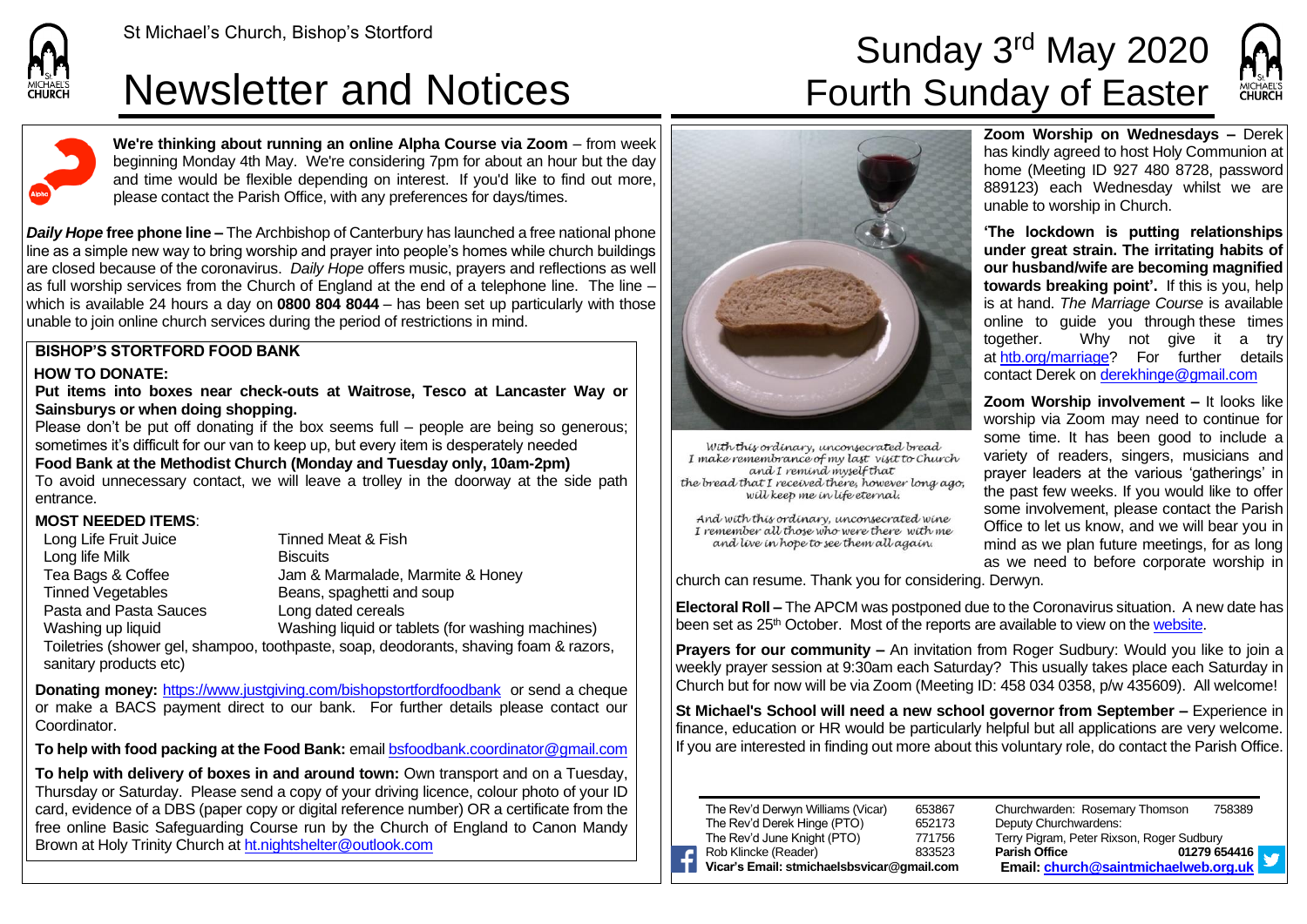St Michael's Church, Bishop's Stortford

# Newsletter and Notices

# Sunday 3rd May 2020 Fourth Sunday of Easter

**We're thinking about running an online Alpha Course via Zoom** – from week beginning Monday 4th May. We're considering 7pm for about an hour but the day and time would be flexible depending on interest. If you'd like to find out more, please contact the Parish Office, with any preferences for days/times.

***Daily Hope* free phone line –** The Archbishop of Canterbury has launched a free national phone line as a simple new way to bring worship and prayer into people's homes while church buildings are closed because of the coronavirus. *Daily Hope* offers music, prayers and reflections as well as full worship services from the Church of England at the end of a telephone line. The line – which is available 24 hours a day on **0800 804 8044** – has been set up particularly with those unable to join online church services during the period of restrictions in mind.

## BISHOP'S STORTFORD FOOD BANK

**HOW TO DONATE:**

**Put items into boxes near check-outs at Waitrose, Tesco at Lancaster Way or Sainsburys or when doing shopping.**

Please don't be put off donating if the box seems full – people are being so generous; sometimes it's difficult for our van to keep up, but every item is desperately needed

**Food Bank at the Methodist Church (Monday and Tuesday only, 10am-2pm)**

To avoid unnecessary contact, we will leave a trolley in the doorway at the side path entrance.

**MOST NEEDED ITEMS**:

| | |
|---|---|
| Long Life Fruit Juice | Tinned Meat & Fish |
| Long life Milk | Biscuits |
| Tea Bags & Coffee | Jam & Marmalade, Marmite & Honey |
| Tinned Vegetables | Beans, spaghetti and soup |
| Pasta and Pasta Sauces | Long dated cereals |
| Washing up liquid | Washing liquid or tablets (for washing machines) |

Toiletries (shower gel, shampoo, toothpaste, soap, deodorants, shaving foam & razors, sanitary products etc)

**Donating money:** https://www.justgiving.com/bishopstortfordfoodbank or send a cheque or make a BACS payment direct to our bank. For further details please contact our Coordinator.

**To help with food packing at the Food Bank:** email bsfoodbank.coordinator@gmail.com

**To help with delivery of boxes in and around town:** Own transport and on a Tuesday, Thursday or Saturday. Please send a copy of your driving licence, colour photo of your ID card, evidence of a DBS (paper copy or digital reference number) OR a certificate from the free online Basic Safeguarding Course run by the Church of England to Canon Mandy Brown at Holy Trinity Church at ht.nightshelter@outlook.com

*With this ordinary, unconsecrated bread I make remembrance of my last visit to Church and I remind myself that the bread that I received there, however long ago, will keep me in life eternal.*

*And with this ordinary, unconsecrated wine I remember all those who were there with me and live in hope to see them all again.*

**Zoom Worship on Wednesdays –** Derek has kindly agreed to host Holy Communion at home (Meeting ID 927 480 8728, password 889123) each Wednesday whilst we are unable to worship in Church.

**'The lockdown is putting relationships under great strain. The irritating habits of our husband/wife are becoming magnified towards breaking point'.** If this is you, help is at hand. *The Marriage Course* is available online to guide you through these times together. Why not give it a try at htb.org/marriage? For further details contact Derek on derekhinge@gmail.com

**Zoom Worship involvement –** It looks like worship via Zoom may need to continue for some time. It has been good to include a variety of readers, singers, musicians and prayer leaders at the various 'gatherings' in the past few weeks. If you would like to offer some involvement, please contact the Parish Office to let us know, and we will bear you in mind as we plan future meetings, for as long as we need to before corporate worship in church can resume. Thank you for considering. Derwyn.

**Electoral Roll –** The APCM was postponed due to the Coronavirus situation. A new date has been set as 25th October. Most of the reports are available to view on the website.

**Prayers for our community –** An invitation from Roger Sudbury: Would you like to join a weekly prayer session at 9:30am each Saturday? This usually takes place each Saturday in Church but for now will be via Zoom (Meeting ID: 458 034 0358, p/w 435609). All welcome!

**St Michael's School will need a new school governor from September –** Experience in finance, education or HR would be particularly helpful but all applications are very welcome. If you are interested in finding out more about this voluntary role, do contact the Parish Office.

| | | | |
|---|---|---|---|
| The Rev'd Derwyn Williams (Vicar) | 653867 | Churchwarden: Rosemary Thomson | 758389 |
| The Rev'd Derek Hinge (PTO) | 652173 | Deputy Churchwardens: | |
| The Rev'd June Knight (PTO) | 771756 | Terry Pigram, Peter Rixson, Roger Sudbury | |
| Rob Klincke (Reader) | 833523 | **Parish Office** | **01279 654416** |
| **Vicar's Email: stmichaelsbsvicar@gmail.com** | | **Email: church@saintmichaelweb.org.uk** | |